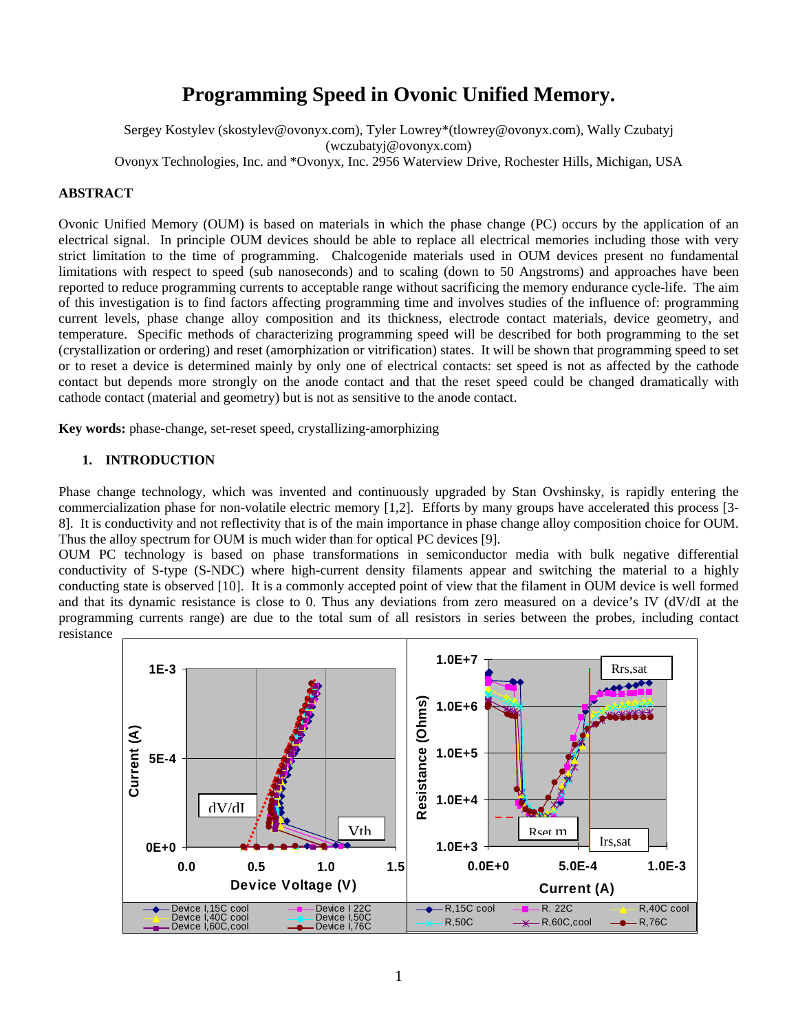# Programming Speed in Ovonic Unified Memory.

Sergey Kostylev (skostylev@ovonyx.com), Tyler Lowrey*(tlowrey@ovonyx.com), Wally Czubatyj (wczubatyj@ovonyx.com)
Ovonyx Technologies, Inc. and *Ovonyx, Inc. 2956 Waterview Drive, Rochester Hills, Michigan, USA

### ABSTRACT

Ovonic Unified Memory (OUM) is based on materials in which the phase change (PC) occurs by the application of an electrical signal. In principle OUM devices should be able to replace all electrical memories including those with very strict limitation to the time of programming. Chalcogenide materials used in OUM devices present no fundamental limitations with respect to speed (sub nanoseconds) and to scaling (down to 50 Angstroms) and approaches have been reported to reduce programming currents to acceptable range without sacrificing the memory endurance cycle-life. The aim of this investigation is to find factors affecting programming time and involves studies of the influence of: programming current levels, phase change alloy composition and its thickness, electrode contact materials, device geometry, and temperature. Specific methods of characterizing programming speed will be described for both programming to the set (crystallization or ordering) and reset (amorphization or vitrification) states. It will be shown that programming speed to set or to reset a device is determined mainly by only one of electrical contacts: set speed is not as affected by the cathode contact but depends more strongly on the anode contact and that the reset speed could be changed dramatically with cathode contact (material and geometry) but is not as sensitive to the anode contact.

**Key words:** phase-change, set-reset speed, crystallizing-amorphizing

## 1. INTRODUCTION

Phase change technology, which was invented and continuously upgraded by Stan Ovshinsky, is rapidly entering the commercialization phase for non-volatile electric memory [1,2]. Efforts by many groups have accelerated this process [3-8]. It is conductivity and not reflectivity that is of the main importance in phase change alloy composition choice for OUM. Thus the alloy spectrum for OUM is much wider than for optical PC devices [9].

OUM PC technology is based on phase transformations in semiconductor media with bulk negative differential conductivity of S-type (S-NDC) where high-current density filaments appear and switching the material to a highly conducting state is observed [10]. It is a commonly accepted point of view that the filament in OUM device is well formed and that its dynamic resistance is close to 0. Thus any deviations from zero measured on a device's IV (dV/dI at the programming currents range) are due to the total sum of all resistors in series between the probes, including contact resistance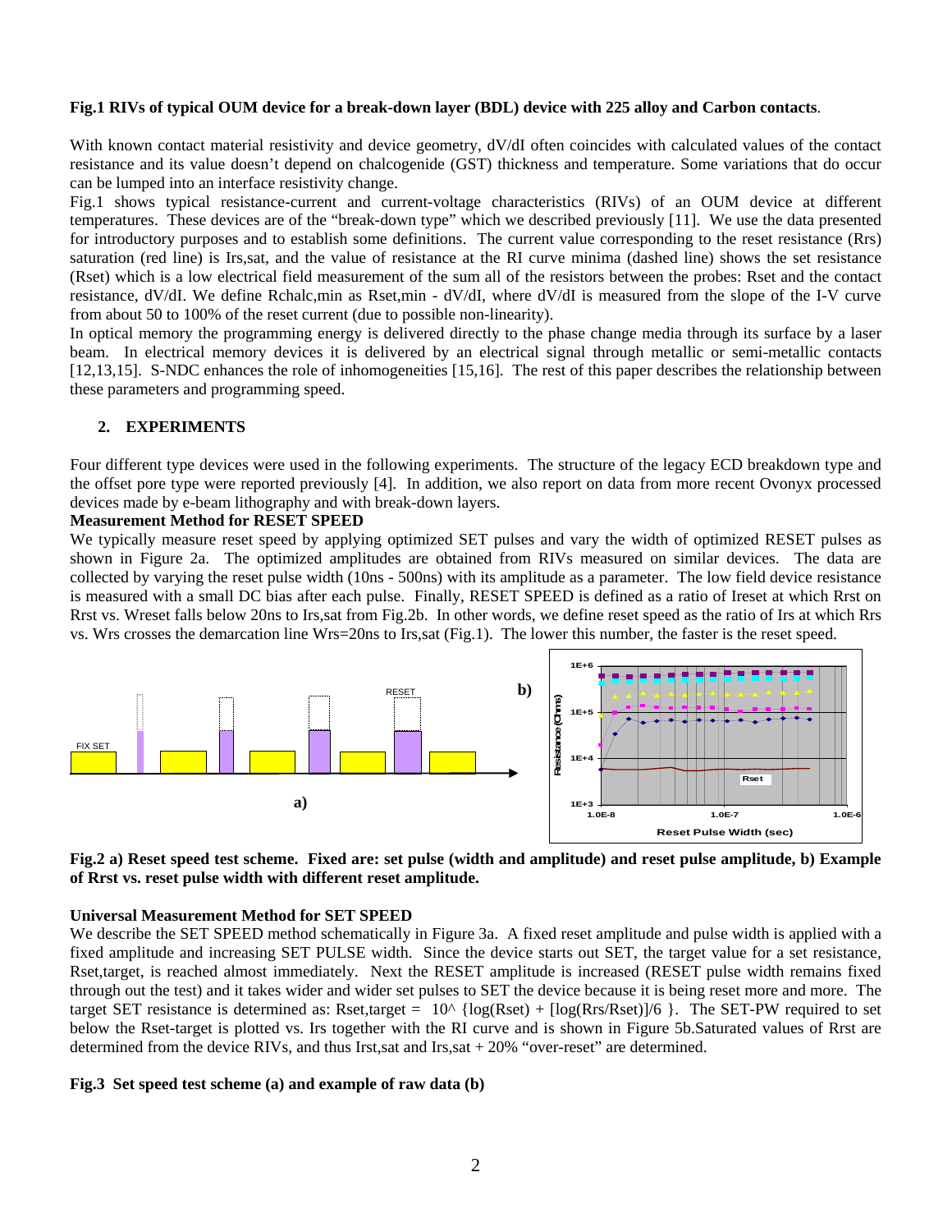**Fig.1 RIVs of typical OUM device for a break-down layer (BDL) device with 225 alloy and Carbon contacts**.

With known contact material resistivity and device geometry, dV/dI often coincides with calculated values of the contact resistance and its value doesn't depend on chalcogenide (GST) thickness and temperature. Some variations that do occur can be lumped into an interface resistivity change.

Fig.1 shows typical resistance-current and current-voltage characteristics (RIVs) of an OUM device at different temperatures. These devices are of the "break-down type" which we described previously [11]. We use the data presented for introductory purposes and to establish some definitions. The current value corresponding to the reset resistance (Rrs) saturation (red line) is Irs,sat, and the value of resistance at the RI curve minima (dashed line) shows the set resistance (Rset) which is a low electrical field measurement of the sum all of the resistors between the probes: Rset and the contact resistance, dV/dI. We define Rchalc,min as Rset,min - dV/dI, where dV/dI is measured from the slope of the I-V curve from about 50 to 100% of the reset current (due to possible non-linearity).

In optical memory the programming energy is delivered directly to the phase change media through its surface by a laser beam. In electrical memory devices it is delivered by an electrical signal through metallic or semi-metallic contacts [12,13,15]. S-NDC enhances the role of inhomogeneities [15,16]. The rest of this paper describes the relationship between these parameters and programming speed.

## 2. EXPERIMENTS

Four different type devices were used in the following experiments. The structure of the legacy ECD breakdown type and the offset pore type were reported previously [4]. In addition, we also report on data from more recent Ovonyx processed devices made by e-beam lithography and with break-down layers.

**Measurement Method for RESET SPEED**

We typically measure reset speed by applying optimized SET pulses and vary the width of optimized RESET pulses as shown in Figure 2a. The optimized amplitudes are obtained from RIVs measured on similar devices. The data are collected by varying the reset pulse width (10ns - 500ns) with its amplitude as a parameter. The low field device resistance is measured with a small DC bias after each pulse. Finally, RESET SPEED is defined as a ratio of Ireset at which Rrst on Rrst vs. Wreset falls below 20ns to Irs,sat from Fig.2b. In other words, we define reset speed as the ratio of Irs at which Rrs vs. Wrs crosses the demarcation line Wrs=20ns to Irs,sat (Fig.1). The lower this number, the faster is the reset speed.

**Fig.2 a) Reset speed test scheme. Fixed are: set pulse (width and amplitude) and reset pulse amplitude, b) Example of Rrst vs. reset pulse width with different reset amplitude.**

**Universal Measurement Method for SET SPEED**

We describe the SET SPEED method schematically in Figure 3a. A fixed reset amplitude and pulse width is applied with a fixed amplitude and increasing SET PULSE width. Since the device starts out SET, the target value for a set resistance, Rset,target, is reached almost immediately. Next the RESET amplitude is increased (RESET pulse width remains fixed through out the test) and it takes wider and wider set pulses to SET the device because it is being reset more and more. The target SET resistance is determined as: Rset,target = $10^{\{\log(Rset) + [\log(Rrs/Rset)]/6\}}$. The SET-PW required to set below the Rset-target is plotted vs. Irs together with the RI curve and is shown in Figure 5b.Saturated values of Rrst are determined from the device RIVs, and thus Irst,sat and Irs,sat + 20% "over-reset" are determined.

**Fig.3 Set speed test scheme (a) and example of raw data (b)**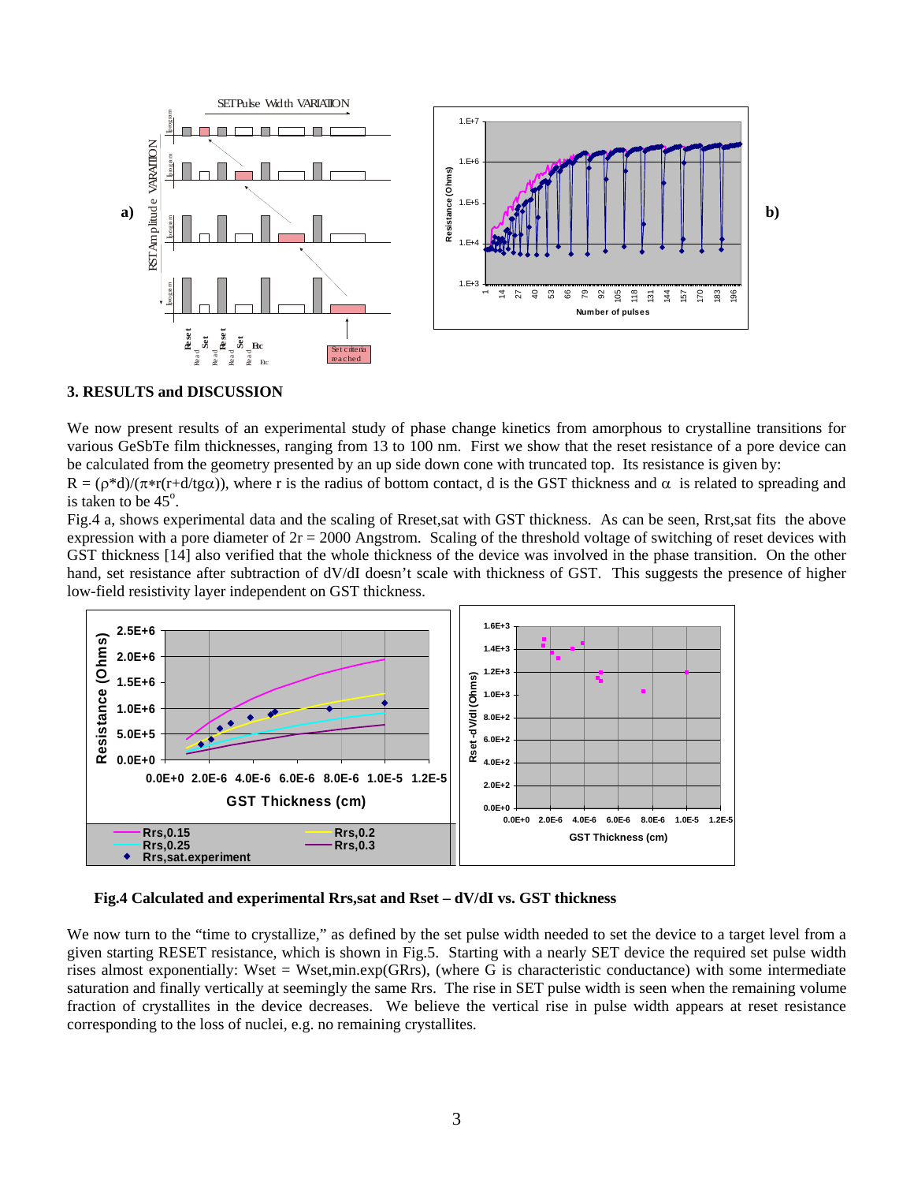## 3. RESULTS and DISCUSSION

We now present results of an experimental study of phase change kinetics from amorphous to crystalline transitions for various GeSbTe film thicknesses, ranging from 13 to 100 nm. First we show that the reset resistance of a pore device can be calculated from the geometry presented by an up side down cone with truncated top. Its resistance is given by:

$R = (\rho * d)/(\pi * r(r+d/tg\alpha))$, where r is the radius of bottom contact, d is the GST thickness and $\alpha$ is related to spreading and is taken to be $45^o$.

Fig.4 a, shows experimental data and the scaling of Rreset,sat with GST thickness. As can be seen, Rrst,sat fits the above expression with a pore diameter of 2r = 2000 Angstrom. Scaling of the threshold voltage of switching of reset devices with GST thickness [14] also verified that the whole thickness of the device was involved in the phase transition. On the other hand, set resistance after subtraction of dV/dI doesn't scale with thickness of GST. This suggests the presence of higher low-field resistivity layer independent on GST thickness.

**Fig.4 Calculated and experimental Rrs,sat and Rset – dV/dI vs. GST thickness**

We now turn to the "time to crystallize," as defined by the set pulse width needed to set the device to a target level from a given starting RESET resistance, which is shown in Fig.5. Starting with a nearly SET device the required set pulse width rises almost exponentially: Wset = Wset,min.exp(GRrs), (where G is characteristic conductance) with some intermediate saturation and finally vertically at seemingly the same Rrs. The rise in SET pulse width is seen when the remaining volume fraction of crystallites in the device decreases. We believe the vertical rise in pulse width appears at reset resistance corresponding to the loss of nuclei, e.g. no remaining crystallites.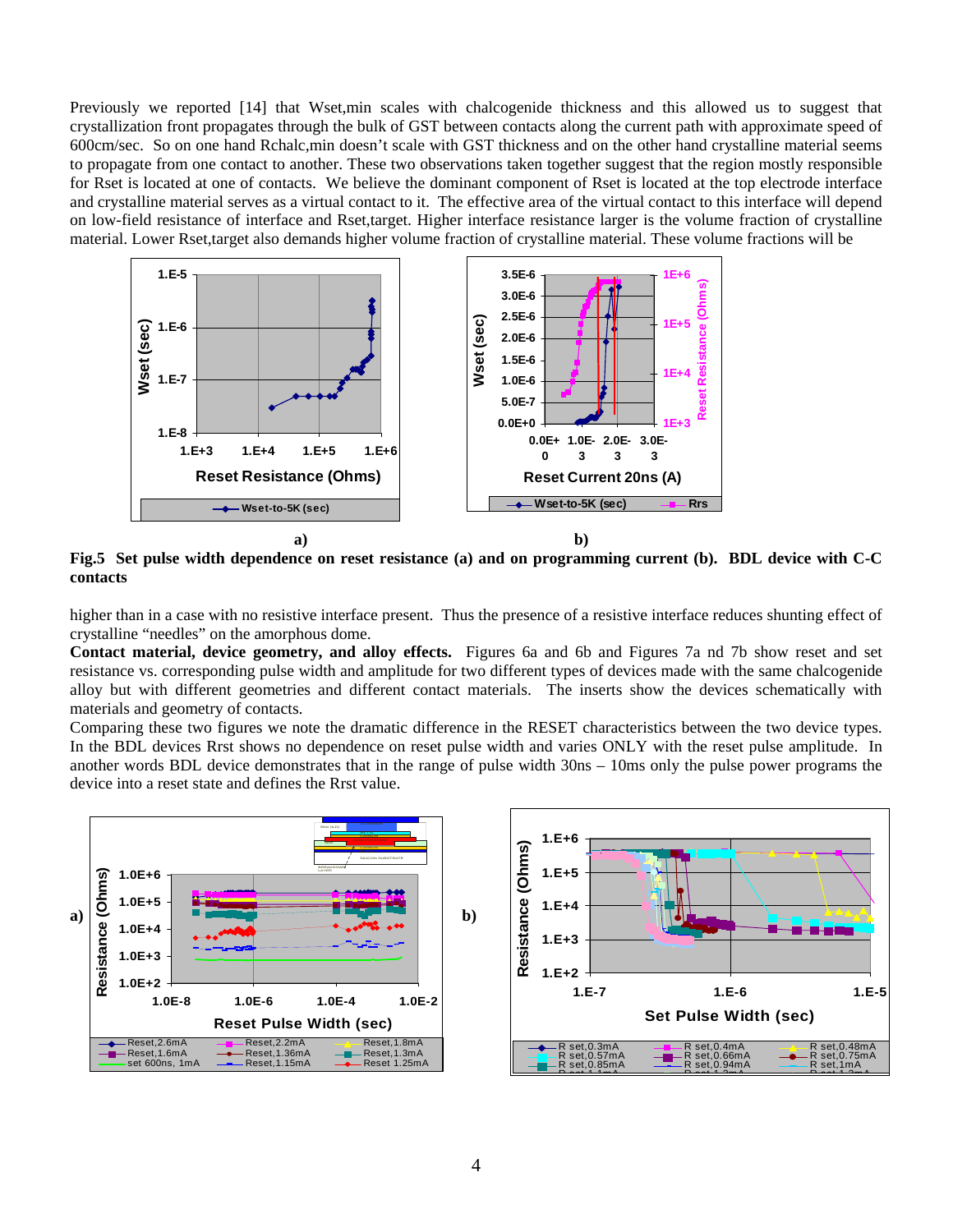Previously we reported [14] that Wset,min scales with chalcogenide thickness and this allowed us to suggest that crystallization front propagates through the bulk of GST between contacts along the current path with approximate speed of 600cm/sec. So on one hand Rchalc,min doesn't scale with GST thickness and on the other hand crystalline material seems to propagate from one contact to another. These two observations taken together suggest that the region mostly responsible for Rset is located at one of contacts. We believe the dominant component of Rset is located at the top electrode interface and crystalline material serves as a virtual contact to it. The effective area of the virtual contact to this interface will depend on low-field resistance of interface and Rset,target. Higher interface resistance larger is the volume fraction of crystalline material. Lower Rset,target also demands higher volume fraction of crystalline material. These volume fractions will be higher than in a case with no resistive interface present. Thus the presence of a resistive interface reduces shunting effect of crystalline "needles" on the amorphous dome.

**Fig.5 Set pulse width dependence on reset resistance (a) and on programming current (b). BDL device with C-C contacts**

**Contact material, device geometry, and alloy effects.** Figures 6a and 6b and Figures 7a nd 7b show reset and set resistance vs. corresponding pulse width and amplitude for two different types of devices made with the same chalcogenide alloy but with different geometries and different contact materials. The inserts show the devices schematically with materials and geometry of contacts.

Comparing these two figures we note the dramatic difference in the RESET characteristics between the two device types. In the BDL devices Rrst shows no dependence on reset pulse width and varies ONLY with the reset pulse amplitude. In another words BDL device demonstrates that in the range of pulse width 30ns – 10ms only the pulse power programs the device into a reset state and defines the Rrst value.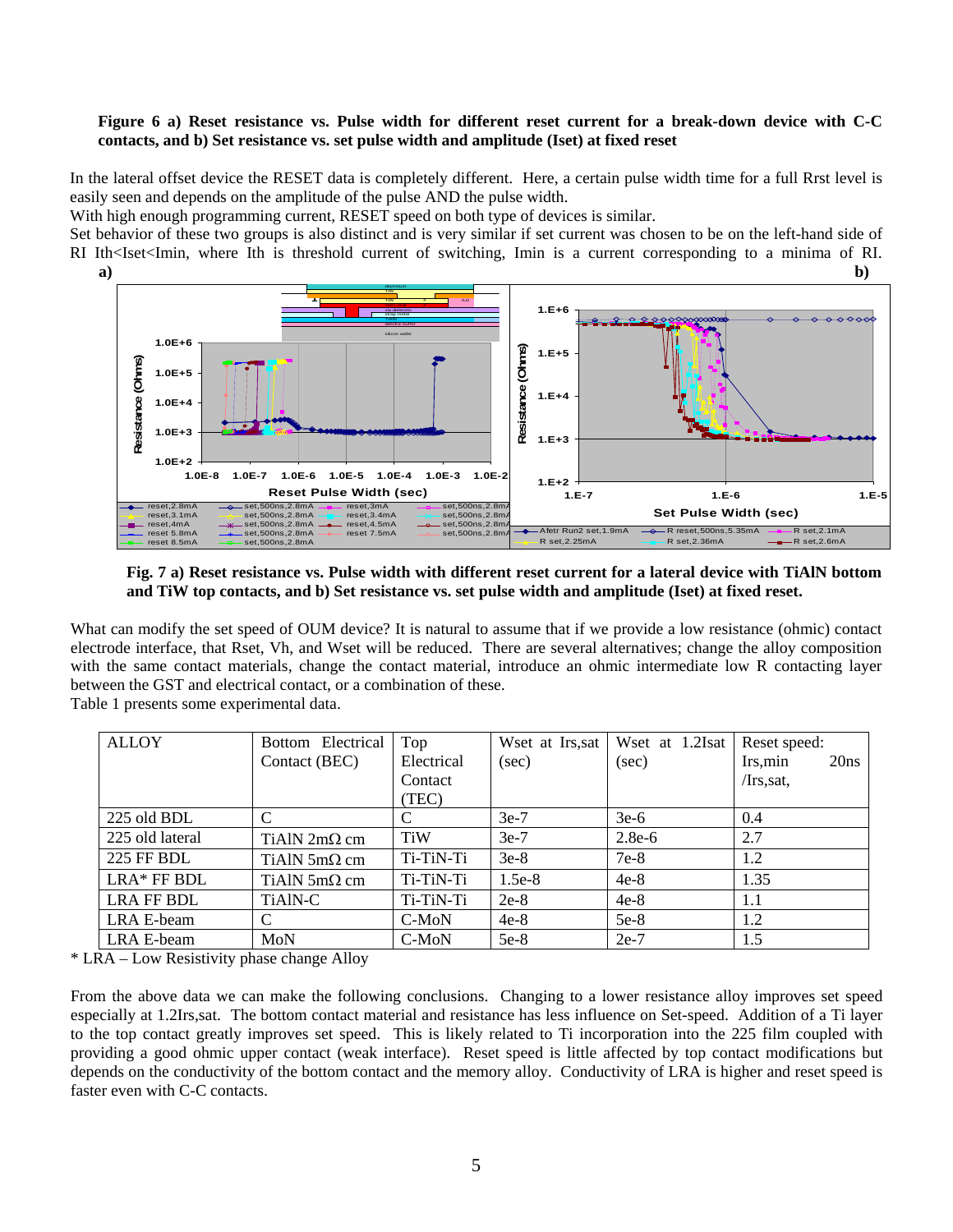**Figure 6 a) Reset resistance vs. Pulse width for different reset current for a break-down device with C-C contacts, and b) Set resistance vs. set pulse width and amplitude (Iset) at fixed reset**

In the lateral offset device the RESET data is completely different. Here, a certain pulse width time for a full Rrst level is easily seen and depends on the amplitude of the pulse AND the pulse width.

With high enough programming current, RESET speed on both type of devices is similar.

Set behavior of these two groups is also distinct and is very similar if set current was chosen to be on the left-hand side of RI Ith<Iset<Imin, where Ith is threshold current of switching, Imin is a current corresponding to a minima of RI.

**Fig. 7 a) Reset resistance vs. Pulse width with different reset current for a lateral device with TiAlN bottom and TiW top contacts, and b) Set resistance vs. set pulse width and amplitude (Iset) at fixed reset.**

What can modify the set speed of OUM device? It is natural to assume that if we provide a low resistance (ohmic) contact electrode interface, that Rset, Vh, and Wset will be reduced. There are several alternatives; change the alloy composition with the same contact materials, change the contact material, introduce an ohmic intermediate low R contacting layer between the GST and electrical contact, or a combination of these.

Table 1 presents some experimental data.

| ALLOY | Bottom Electrical Contact (BEC) | Top Electrical Contact (TEC) | Wset at Irs,sat (sec) | Wset at 1.2Isat (sec) | Reset speed: Irs,min 20ns /Irs,sat, |
|---|---|---|---|---|---|
| 225 old BDL | C | C | 3e-7 | 3e-6 | 0.4 |
| 225 old lateral | TiAlN 2mΩ cm | TiW | 3e-7 | 2.8e-6 | 2.7 |
| 225 FF BDL | TiAlN 5mΩ cm | Ti-TiN-Ti | 3e-8 | 7e-8 | 1.2 |
| LRA* FF BDL | TiAlN 5mΩ cm | Ti-TiN-Ti | 1.5e-8 | 4e-8 | 1.35 |
| LRA FF BDL | TiAlN-C | Ti-TiN-Ti | 2e-8 | 4e-8 | 1.1 |
| LRA E-beam | C | C-MoN | 4e-8 | 5e-8 | 1.2 |
| LRA E-beam | MoN | C-MoN | 5e-8 | 2e-7 | 1.5 |

* LRA – Low Resistivity phase change Alloy

From the above data we can make the following conclusions. Changing to a lower resistance alloy improves set speed especially at 1.2Irs,sat. The bottom contact material and resistance has less influence on Set-speed. Addition of a Ti layer to the top contact greatly improves set speed. This is likely related to Ti incorporation into the 225 film coupled with providing a good ohmic upper contact (weak interface). Reset speed is little affected by top contact modifications but depends on the conductivity of the bottom contact and the memory alloy. Conductivity of LRA is higher and reset speed is faster even with C-C contacts.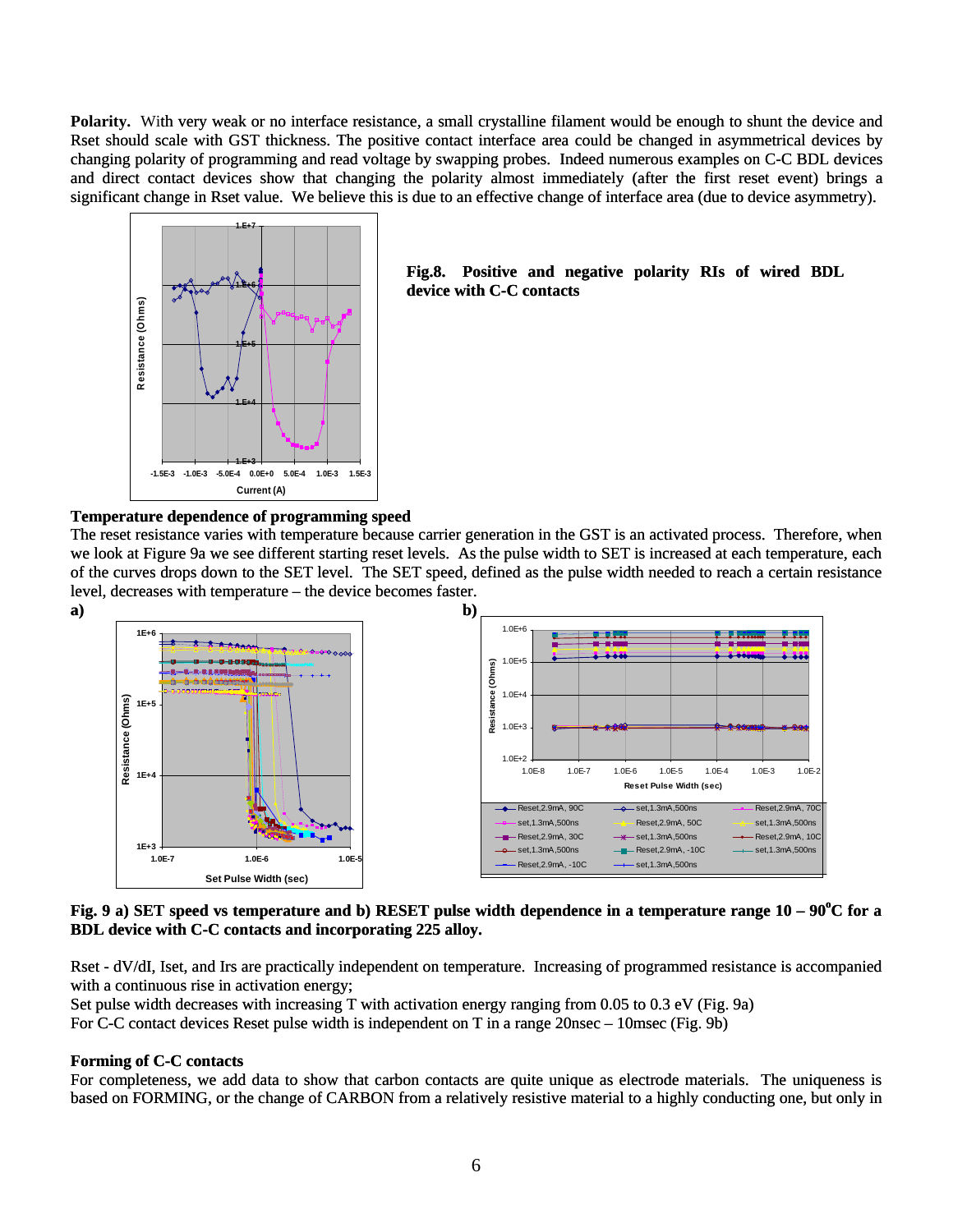**Polarity.** With very weak or no interface resistance, a small crystalline filament would be enough to shunt the device and Rset should scale with GST thickness. The positive contact interface area could be changed in asymmetrical devices by changing polarity of programming and read voltage by swapping probes. Indeed numerous examples on C-C BDL devices and direct contact devices show that changing the polarity almost immediately (after the first reset event) brings a significant change in Rset value. We believe this is due to an effective change of interface area (due to device asymmetry).

**Fig.8. Positive and negative polarity RIs of wired BDL device with C-C contacts**

### Temperature dependence of programming speed

The reset resistance varies with temperature because carrier generation in the GST is an activated process. Therefore, when we look at Figure 9a we see different starting reset levels. As the pulse width to SET is increased at each temperature, each of the curves drops down to the SET level. The SET speed, defined as the pulse width needed to reach a certain resistance level, decreases with temperature – the device becomes faster.

**Fig. 9 a) SET speed vs temperature and b) RESET pulse width dependence in a temperature range 10 – 90°C for a BDL device with C-C contacts and incorporating 225 alloy.**

Rset - dV/dI, Iset, and Irs are practically independent on temperature. Increasing of programmed resistance is accompanied with a continuous rise in activation energy;

Set pulse width decreases with increasing T with activation energy ranging from 0.05 to 0.3 eV (Fig. 9a)

For C-C contact devices Reset pulse width is independent on T in a range 20nsec – 10msec (Fig. 9b)

### Forming of C-C contacts

For completeness, we add data to show that carbon contacts are quite unique as electrode materials. The uniqueness is based on FORMING, or the change of CARBON from a relatively resistive material to a highly conducting one, but only in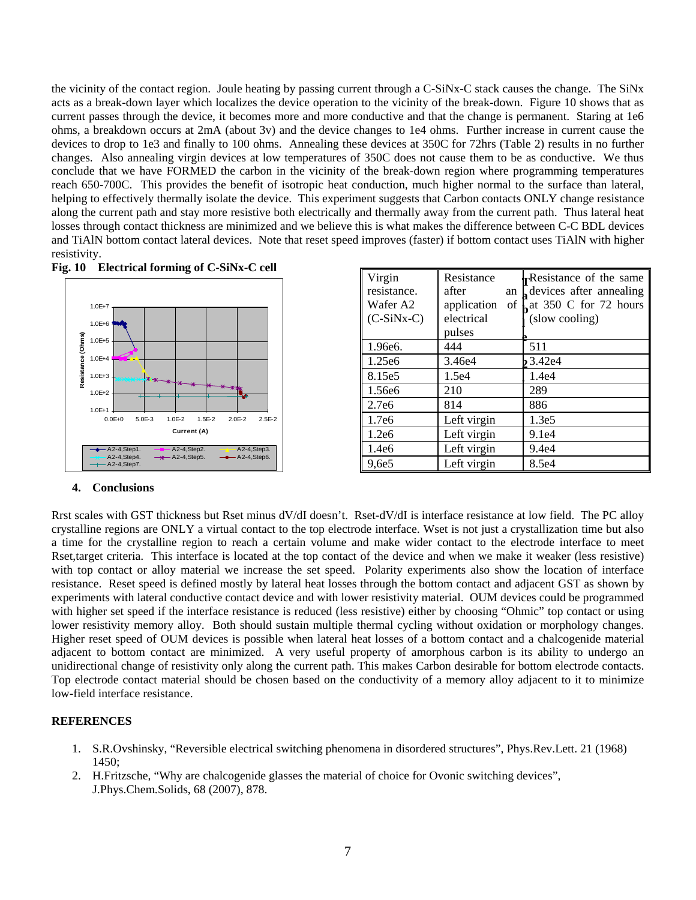the vicinity of the contact region. Joule heating by passing current through a C-SiNx-C stack causes the change. The SiNx acts as a break-down layer which localizes the device operation to the vicinity of the break-down. Figure 10 shows that as current passes through the device, it becomes more and more conductive and that the change is permanent. Staring at 1e6 ohms, a breakdown occurs at 2mA (about 3v) and the device changes to 1e4 ohms. Further increase in current cause the devices to drop to 1e3 and finally to 100 ohms. Annealing these devices at 350C for 72hrs (Table 2) results in no further changes. Also annealing virgin devices at low temperatures of 350C does not cause them to be as conductive. We thus conclude that we have FORMED the carbon in the vicinity of the break-down region where programming temperatures reach 650-700C. This provides the benefit of isotropic heat conduction, much higher normal to the surface than lateral, helping to effectively thermally isolate the device. This experiment suggests that Carbon contacts ONLY change resistance along the current path and stay more resistive both electrically and thermally away from the current path. Thus lateral heat losses through contact thickness are minimized and we believe this is what makes the difference between C-C BDL devices and TiAlN bottom contact lateral devices. Note that reset speed improves (faster) if bottom contact uses TiAlN with higher resistivity.

**Fig. 10 Electrical forming of C-SiNx-C cell**

**Table 2**

| Virgin resistance. Wafer A2 (C-SiNx-C) | Resistance after an application of electrical pulses | Resistance of the same devices after annealing at 350 C for 72 hours (slow cooling) |
|---|---|---|
| 1.96e6. | 444 | 511 |
| 1.25e6 | 3.46e4 | 3.42e4 |
| 8.15e5 | 1.5e4 | 1.4e4 |
| 1.56e6 | 210 | 289 |
| 2.7e6 | 814 | 886 |
| 1.7e6 | Left virgin | 1.3e5 |
| 1.2e6 | Left virgin | 9.1e4 |
| 1.4e6 | Left virgin | 9.4e4 |
| 9,6e5 | Left virgin | 8.5e4 |

## 4. Conclusions

Rrst scales with GST thickness but Rset minus dV/dI doesn't. Rset-dV/dI is interface resistance at low field. The PC alloy crystalline regions are ONLY a virtual contact to the top electrode interface. Wset is not just a crystallization time but also a time for the crystalline region to reach a certain volume and make wider contact to the electrode interface to meet Rset,target criteria. This interface is located at the top contact of the device and when we make it weaker (less resistive) with top contact or alloy material we increase the set speed. Polarity experiments also show the location of interface resistance. Reset speed is defined mostly by lateral heat losses through the bottom contact and adjacent GST as shown by experiments with lateral conductive contact device and with lower resistivity material. OUM devices could be programmed with higher set speed if the interface resistance is reduced (less resistive) either by choosing "Ohmic" top contact or using lower resistivity memory alloy. Both should sustain multiple thermal cycling without oxidation or morphology changes. Higher reset speed of OUM devices is possible when lateral heat losses of a bottom contact and a chalcogenide material adjacent to bottom contact are minimized. A very useful property of amorphous carbon is its ability to undergo an unidirectional change of resistivity only along the current path. This makes Carbon desirable for bottom electrode contacts. Top electrode contact material should be chosen based on the conductivity of a memory alloy adjacent to it to minimize low-field interface resistance.

## REFERENCES

1. S.R.Ovshinsky, "Reversible electrical switching phenomena in disordered structures", Phys.Rev.Lett. 21 (1968) 1450;
2. H.Fritzsche, "Why are chalcogenide glasses the material of choice for Ovonic switching devices", J.Phys.Chem.Solids, 68 (2007), 878.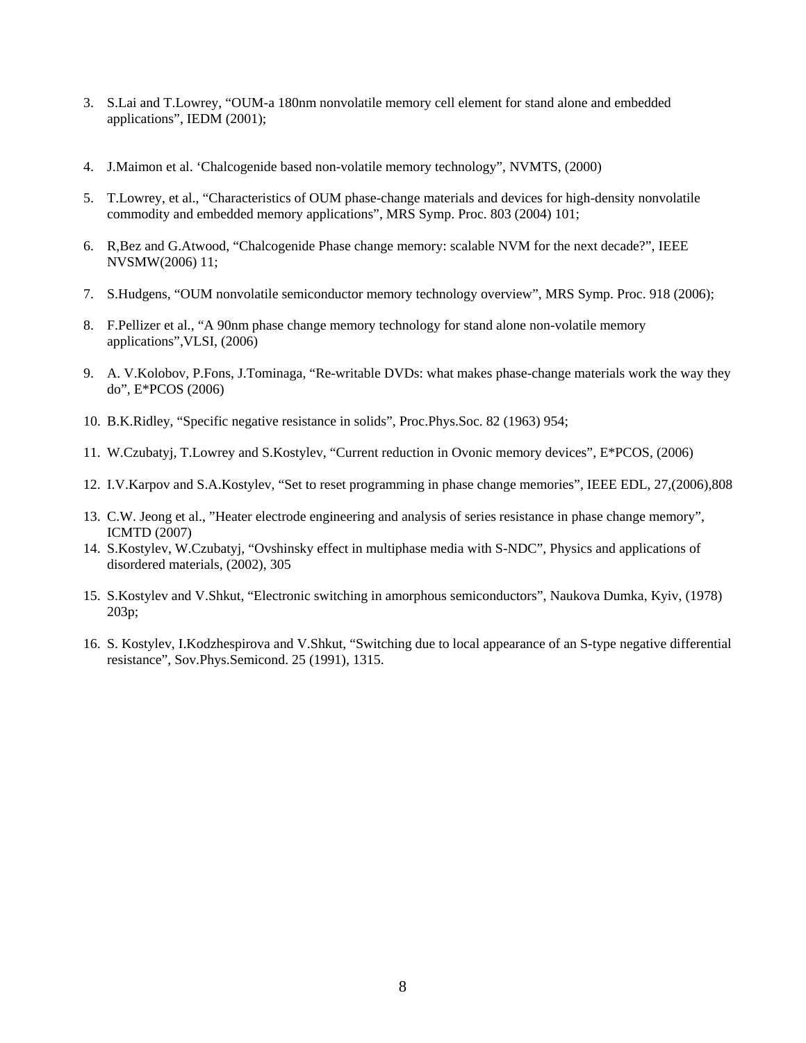3. S.Lai and T.Lowrey, “OUM-a 180nm nonvolatile memory cell element for stand alone and embedded applications”, IEDM (2001);

4. J.Maimon et al. ‘Chalcogenide based non-volatile memory technology”, NVMTS, (2000)

5. T.Lowrey, et al., “Characteristics of OUM phase-change materials and devices for high-density nonvolatile commodity and embedded memory applications”, MRS Symp. Proc. 803 (2004) 101;

6. R,Bez and G.Atwood, “Chalcogenide Phase change memory: scalable NVM for the next decade?”, IEEE NVSMW(2006) 11;

7. S.Hudgens, “OUM nonvolatile semiconductor memory technology overview”, MRS Symp. Proc. 918 (2006);

8. F.Pellizer et al., “A 90nm phase change memory technology for stand alone non-volatile memory applications”,VLSI, (2006)

9. A. V.Kolobov, P.Fons, J.Tominaga, “Re-writable DVDs: what makes phase-change materials work the way they do”, E*PCOS (2006)

10. B.K.Ridley, “Specific negative resistance in solids”, Proc.Phys.Soc. 82 (1963) 954;

11. W.Czubatyj, T.Lowrey and S.Kostylev, “Current reduction in Ovonic memory devices”, E*PCOS, (2006)

12. I.V.Karpov and S.A.Kostylev, “Set to reset programming in phase change memories”, IEEE EDL, 27,(2006),808

13. C.W. Jeong et al., ”Heater electrode engineering and analysis of series resistance in phase change memory”, ICMTD (2007)

14. S.Kostylev, W.Czubatyj, “Ovshinsky effect in multiphase media with S-NDC”, Physics and applications of disordered materials, (2002), 305

15. S.Kostylev and V.Shkut, “Electronic switching in amorphous semiconductors”, Naukova Dumka, Kyiv, (1978) 203p;

16. S. Kostylev, I.Kodzhespirova and V.Shkut, “Switching due to local appearance of an S-type negative differential resistance”, Sov.Phys.Semicond. 25 (1991), 1315.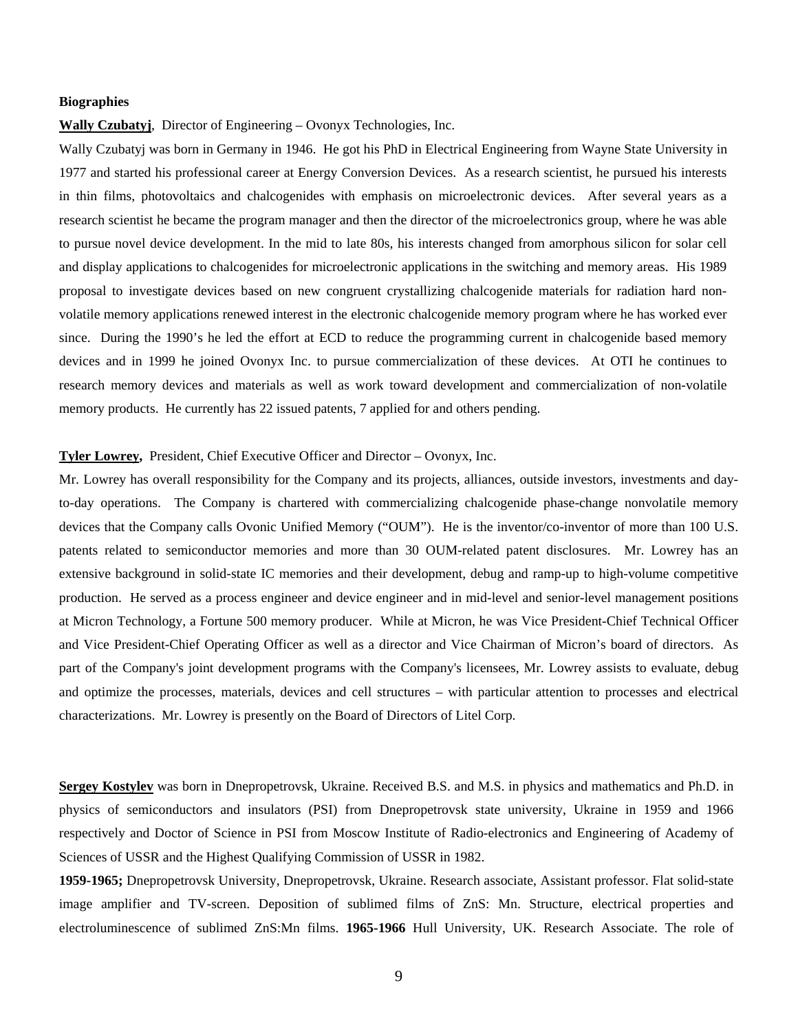**Biographies**

**Wally Czubatyj**, Director of Engineering – Ovonyx Technologies, Inc.

Wally Czubatyj was born in Germany in 1946. He got his PhD in Electrical Engineering from Wayne State University in 1977 and started his professional career at Energy Conversion Devices. As a research scientist, he pursued his interests in thin films, photovoltaics and chalcogenides with emphasis on microelectronic devices. After several years as a research scientist he became the program manager and then the director of the microelectronics group, where he was able to pursue novel device development. In the mid to late 80s, his interests changed from amorphous silicon for solar cell and display applications to chalcogenides for microelectronic applications in the switching and memory areas. His 1989 proposal to investigate devices based on new congruent crystallizing chalcogenide materials for radiation hard non-volatile memory applications renewed interest in the electronic chalcogenide memory program where he has worked ever since. During the 1990's he led the effort at ECD to reduce the programming current in chalcogenide based memory devices and in 1999 he joined Ovonyx Inc. to pursue commercialization of these devices. At OTI he continues to research memory devices and materials as well as work toward development and commercialization of non-volatile memory products. He currently has 22 issued patents, 7 applied for and others pending.

**Tyler Lowrey,** President, Chief Executive Officer and Director – Ovonyx, Inc.

Mr. Lowrey has overall responsibility for the Company and its projects, alliances, outside investors, investments and day-to-day operations. The Company is chartered with commercializing chalcogenide phase-change nonvolatile memory devices that the Company calls Ovonic Unified Memory ("OUM"). He is the inventor/co-inventor of more than 100 U.S. patents related to semiconductor memories and more than 30 OUM-related patent disclosures. Mr. Lowrey has an extensive background in solid-state IC memories and their development, debug and ramp-up to high-volume competitive production. He served as a process engineer and device engineer and in mid-level and senior-level management positions at Micron Technology, a Fortune 500 memory producer. While at Micron, he was Vice President-Chief Technical Officer and Vice President-Chief Operating Officer as well as a director and Vice Chairman of Micron's board of directors. As part of the Company's joint development programs with the Company's licensees, Mr. Lowrey assists to evaluate, debug and optimize the processes, materials, devices and cell structures – with particular attention to processes and electrical characterizations. Mr. Lowrey is presently on the Board of Directors of Litel Corp.

**Sergey Kostylev** was born in Dnepropetrovsk, Ukraine. Received B.S. and M.S. in physics and mathematics and Ph.D. in physics of semiconductors and insulators (PSI) from Dnepropetrovsk state university, Ukraine in 1959 and 1966 respectively and Doctor of Science in PSI from Moscow Institute of Radio-electronics and Engineering of Academy of Sciences of USSR and the Highest Qualifying Commission of USSR in 1982.

**1959-1965;** Dnepropetrovsk University, Dnepropetrovsk, Ukraine. Research associate, Assistant professor. Flat solid-state image amplifier and TV-screen. Deposition of sublimed films of ZnS: Mn. Structure, electrical properties and electroluminescence of sublimed ZnS:Mn films. **1965-1966** Hull University, UK. Research Associate. The role of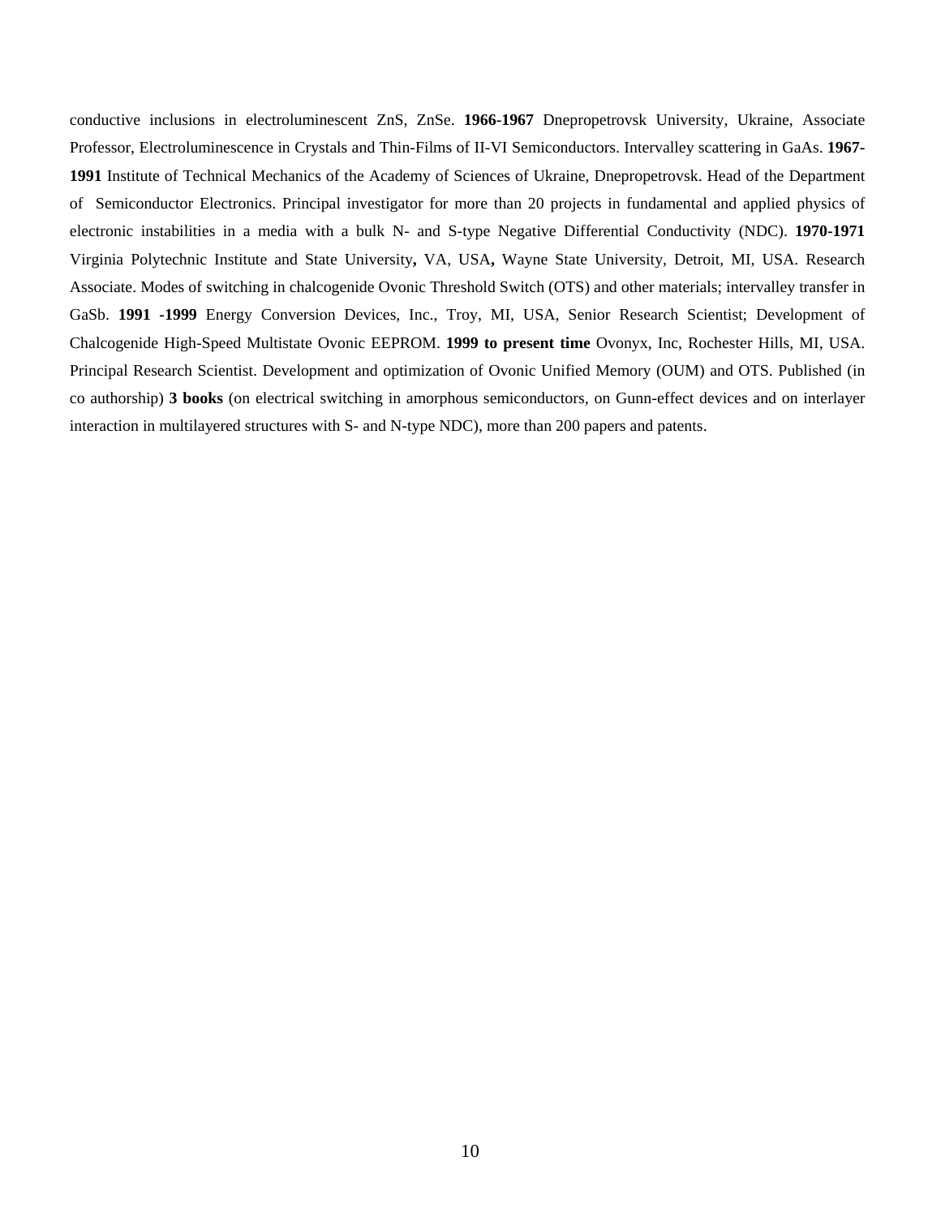conductive inclusions in electroluminescent ZnS, ZnSe. **1966-1967** Dnepropetrovsk University, Ukraine, Associate Professor, Electroluminescence in Crystals and Thin-Films of II-VI Semiconductors. Intervalley scattering in GaAs. **1967-1991** Institute of Technical Mechanics of the Academy of Sciences of Ukraine, Dnepropetrovsk. Head of the Department of Semiconductor Electronics. Principal investigator for more than 20 projects in fundamental and applied physics of electronic instabilities in a media with a bulk N- and S-type Negative Differential Conductivity (NDC). **1970-1971** Virginia Polytechnic Institute and State University**,** VA, USA**,** Wayne State University, Detroit, MI, USA. Research Associate. Modes of switching in chalcogenide Ovonic Threshold Switch (OTS) and other materials; intervalley transfer in GaSb. **1991 -1999** Energy Conversion Devices, Inc., Troy, MI, USA, Senior Research Scientist; Development of Chalcogenide High-Speed Multistate Ovonic EEPROM. **1999 to present time** Ovonyx, Inc, Rochester Hills, MI, USA. Principal Research Scientist. Development and optimization of Ovonic Unified Memory (OUM) and OTS. Published (in co authorship) **3 books** (on electrical switching in amorphous semiconductors, on Gunn-effect devices and on interlayer interaction in multilayered structures with S- and N-type NDC), more than 200 papers and patents.